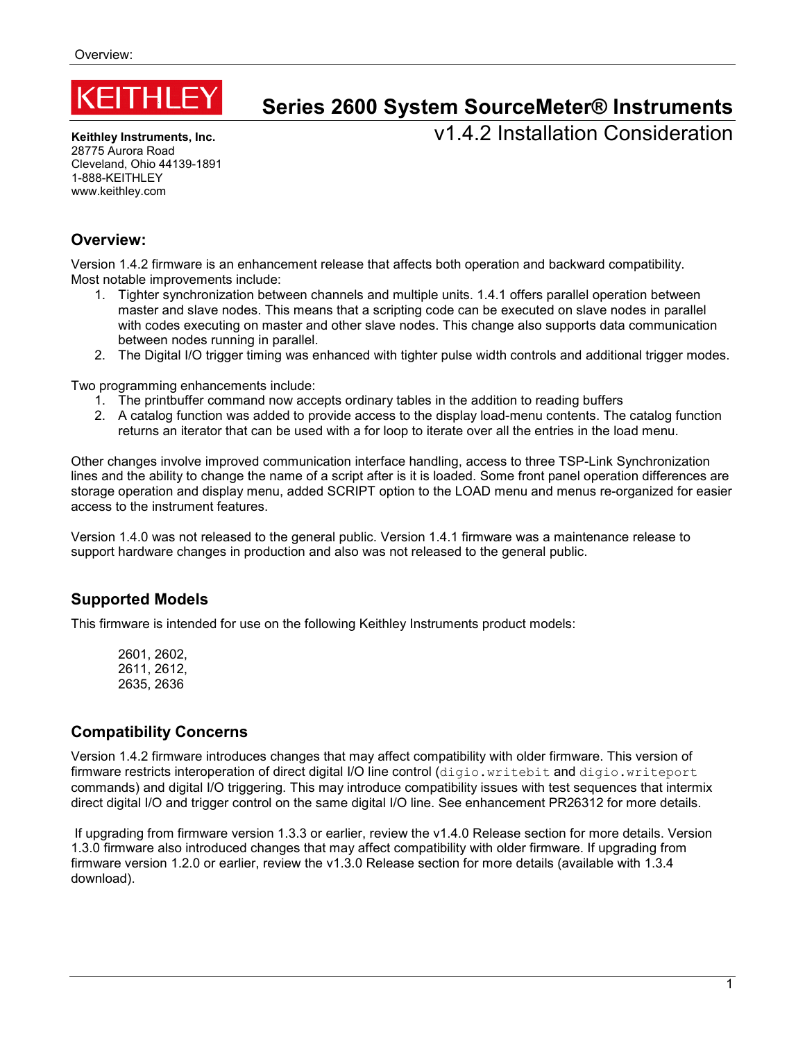KEITHLEY

# Series 2600 System SourceMeter® Instruments

## v1.4.2 Installation Consideration

**Keithley Instruments, Inc.**
28775 Aurora Road
Cleveland, Ohio 44139-1891
1-888-KEITHLEY
www.keithley.com

## Overview:

Version 1.4.2 firmware is an enhancement release that affects both operation and backward compatibility. Most notable improvements include:

1. Tighter synchronization between channels and multiple units. 1.4.1 offers parallel operation between master and slave nodes. This means that a scripting code can be executed on slave nodes in parallel with codes executing on master and other slave nodes. This change also supports data communication between nodes running in parallel.
2. The Digital I/O trigger timing was enhanced with tighter pulse width controls and additional trigger modes.

Two programming enhancements include:

1. The printbuffer command now accepts ordinary tables in the addition to reading buffers
2. A catalog function was added to provide access to the display load-menu contents. The catalog function returns an iterator that can be used with a for loop to iterate over all the entries in the load menu.

Other changes involve improved communication interface handling, access to three TSP-Link Synchronization lines and the ability to change the name of a script after is it is loaded. Some front panel operation differences are storage operation and display menu, added SCRIPT option to the LOAD menu and menus re-organized for easier access to the instrument features.

Version 1.4.0 was not released to the general public. Version 1.4.1 firmware was a maintenance release to support hardware changes in production and also was not released to the general public.

## Supported Models

This firmware is intended for use on the following Keithley Instruments product models:

2601, 2602,
2611, 2612,
2635, 2636

## Compatibility Concerns

Version 1.4.2 firmware introduces changes that may affect compatibility with older firmware. This version of firmware restricts interoperation of direct digital I/O line control (`digio.writebit` and `digio.writeport` commands) and digital I/O triggering. This may introduce compatibility issues with test sequences that intermix direct digital I/O and trigger control on the same digital I/O line. See enhancement PR26312 for more details.

If upgrading from firmware version 1.3.3 or earlier, review the v1.4.0 Release section for more details. Version 1.3.0 firmware also introduced changes that may affect compatibility with older firmware. If upgrading from firmware version 1.2.0 or earlier, review the v1.3.0 Release section for more details (available with 1.3.4 download).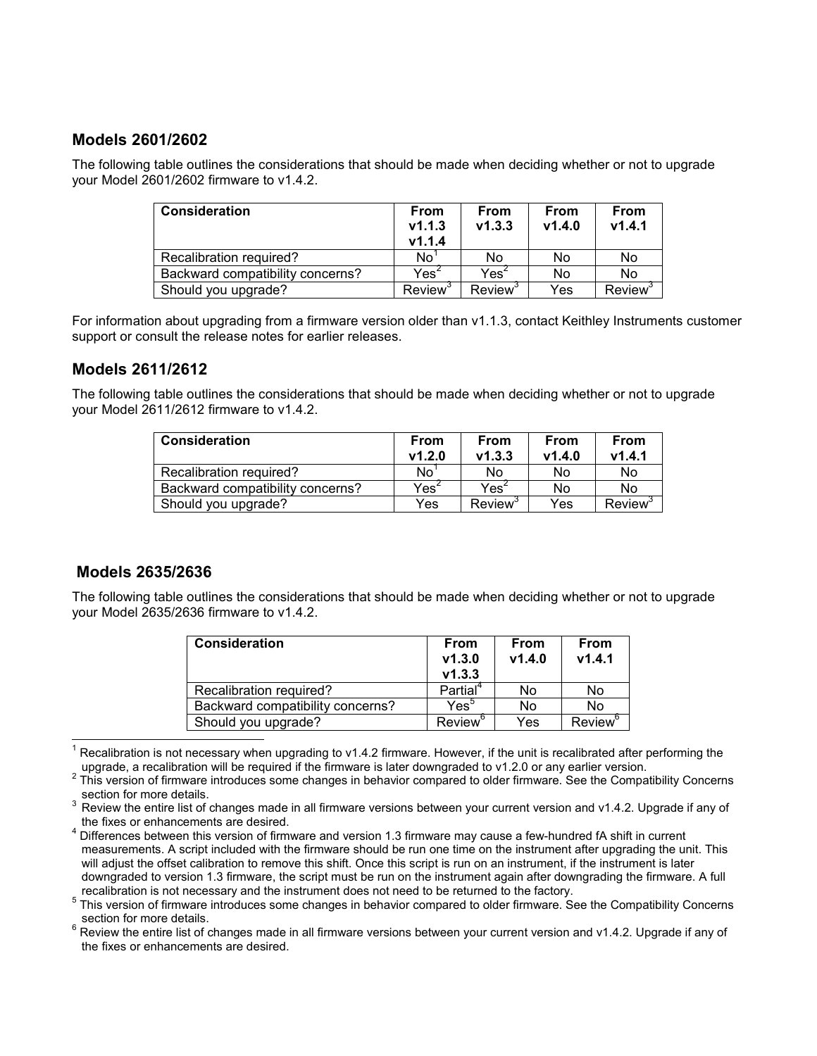## Models 2601/2602

The following table outlines the considerations that should be made when deciding whether or not to upgrade your Model 2601/2602 firmware to v1.4.2.

| Consideration | From v1.1.3 v1.1.4 | From v1.3.3 | From v1.4.0 | From v1.4.1 |
|---|---|---|---|---|
| Recalibration required? | No[1] | No | No | No |
| Backward compatibility concerns? | Yes[2] | Yes[2] | No | No |
| Should you upgrade? | Review[3] | Review[3] | Yes | Review[3] |

For information about upgrading from a firmware version older than v1.1.3, contact Keithley Instruments customer support or consult the release notes for earlier releases.

## Models 2611/2612

The following table outlines the considerations that should be made when deciding whether or not to upgrade your Model 2611/2612 firmware to v1.4.2.

| Consideration | From v1.2.0 | From v1.3.3 | From v1.4.0 | From v1.4.1 |
|---|---|---|---|---|
| Recalibration required? | No[1] | No | No | No |
| Backward compatibility concerns? | Yes[2] | Yes[2] | No | No |
| Should you upgrade? | Yes | Review[3] | Yes | Review[3] |

## Models 2635/2636

The following table outlines the considerations that should be made when deciding whether or not to upgrade your Model 2635/2636 firmware to v1.4.2.

| Consideration | From v1.3.0 v1.3.3 | From v1.4.0 | From v1.4.1 |
|---|---|---|---|
| Recalibration required? | Partial[4] | No | No |
| Backward compatibility concerns? | Yes[5] | No | No |
| Should you upgrade? | Review[6] | Yes | Review[6] |

[1] Recalibration is not necessary when upgrading to v1.4.2 firmware. However, if the unit is recalibrated after performing the upgrade, a recalibration will be required if the firmware is later downgraded to v1.2.0 or any earlier version.

[2] This version of firmware introduces some changes in behavior compared to older firmware. See the Compatibility Concerns section for more details.

[3] Review the entire list of changes made in all firmware versions between your current version and v1.4.2. Upgrade if any of the fixes or enhancements are desired.

[4] Differences between this version of firmware and version 1.3 firmware may cause a few-hundred fA shift in current measurements. A script included with the firmware should be run one time on the instrument after upgrading the unit. This will adjust the offset calibration to remove this shift. Once this script is run on an instrument, if the instrument is later downgraded to version 1.3 firmware, the script must be run on the instrument again after downgrading the firmware. A full recalibration is not necessary and the instrument does not need to be returned to the factory.

[5] This version of firmware introduces some changes in behavior compared to older firmware. See the Compatibility Concerns section for more details.

[6] Review the entire list of changes made in all firmware versions between your current version and v1.4.2. Upgrade if any of the fixes or enhancements are desired.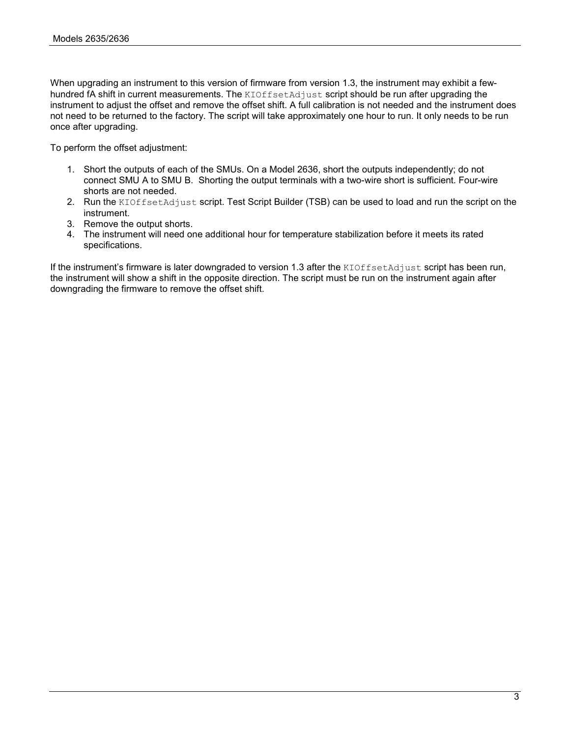When upgrading an instrument to this version of firmware from version 1.3, the instrument may exhibit a few-hundred fA shift in current measurements. The `KIOffsetAdjust` script should be run after upgrading the instrument to adjust the offset and remove the offset shift. A full calibration is not needed and the instrument does not need to be returned to the factory. The script will take approximately one hour to run. It only needs to be run once after upgrading.

To perform the offset adjustment:

1. Short the outputs of each of the SMUs. On a Model 2636, short the outputs independently; do not connect SMU A to SMU B. Shorting the output terminals with a two-wire short is sufficient. Four-wire shorts are not needed.
2. Run the `KIOffsetAdjust` script. Test Script Builder (TSB) can be used to load and run the script on the instrument.
3. Remove the output shorts.
4. The instrument will need one additional hour for temperature stabilization before it meets its rated specifications.

If the instrument's firmware is later downgraded to version 1.3 after the `KIOffsetAdjust` script has been run, the instrument will show a shift in the opposite direction. The script must be run on the instrument again after downgrading the firmware to remove the offset shift.